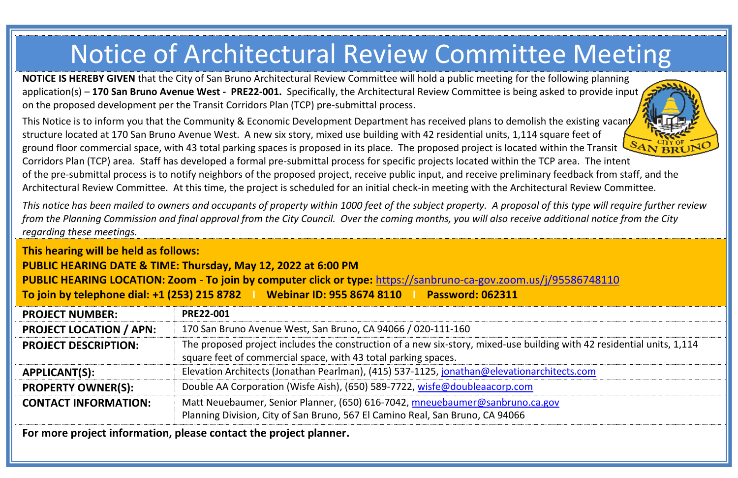# Notice of Architectural Review Committee Meeting

**NOTICE IS HEREBY GIVEN** that the City of San Bruno Architectural Review Committee will hold a public meeting for the following planning application(s) – **170 San Bruno Avenue West - PRE22-001.** Specifically, the Architectural Review Committee is being asked to provide input on the proposed development per the Transit Corridors Plan (TCP) pre-submittal process.

This Notice is to inform you that the Community & Economic Development Department has received plans to demolish the existing vacant structure located at 170 San Bruno Avenue West. A new six story, mixed use building with 42 residential units, 1,114 square feet of ground floor commercial space, with 43 total parking spaces is proposed in its place. The proposed project is located within the Transit Corridors Plan (TCP) area. Staff has developed a formal pre-submittal process for specific projects located within the TCP area. The intent of the pre-submittal process is to notify neighbors of the proposed project, receive public input, and receive preliminary feedback from staff, and the Architectural Review Committee. At this time, the project is scheduled for an initial check-in meeting with the Architectural Review Committee.

*This notice has been mailed to owners and occupants of property within 1000 feet of the subject property. A proposal of this type will require further review from the Planning Commission and final approval from the City Council. Over the coming months, you will also receive additional notice from the City regarding these meetings.*

**This hearing will be held as follows:**
**PUBLIC HEARING DATE & TIME: Thursday, May 12, 2022 at 6:00 PM**
**PUBLIC HEARING LOCATION: Zoom - To join by computer click or type:** https://sanbruno-ca-gov.zoom.us/j/95586748110
**To join by telephone dial: +1 (253) 215 8782 | Webinar ID: 955 8674 8110 | Password: 062311**

| | |
|---|---|
| **PROJECT NUMBER:** | **PRE22-001** |
| **PROJECT LOCATION / APN:** | 170 San Bruno Avenue West, San Bruno, CA 94066 / 020-111-160 |
| **PROJECT DESCRIPTION:** | The proposed project includes the construction of a new six-story, mixed-use building with 42 residential units, 1,114 square feet of commercial space, with 43 total parking spaces. |
| **APPLICANT(S):** | Elevation Architects (Jonathan Pearlman), (415) 537-1125, jonathan@elevationarchitects.com |
| **PROPERTY OWNER(S):** | Double AA Corporation (Wisfe Aish), (650) 589-7722, wisfe@doubleaacorp.com |
| **CONTACT INFORMATION:** | Matt Neuebaumer, Senior Planner, (650) 616-7042, mneuebaumer@sanbruno.ca.gov<br>Planning Division, City of San Bruno, 567 El Camino Real, San Bruno, CA 94066 |

**For more project information, please contact the project planner.**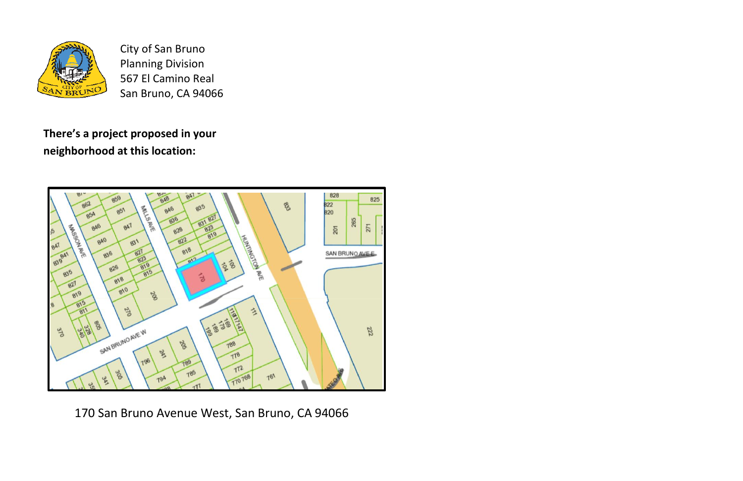City of San Bruno
Planning Division
567 El Camino Real
San Bruno, CA 94066

**There's a project proposed in your neighborhood at this location:**

170 San Bruno Avenue West, San Bruno, CA 94066